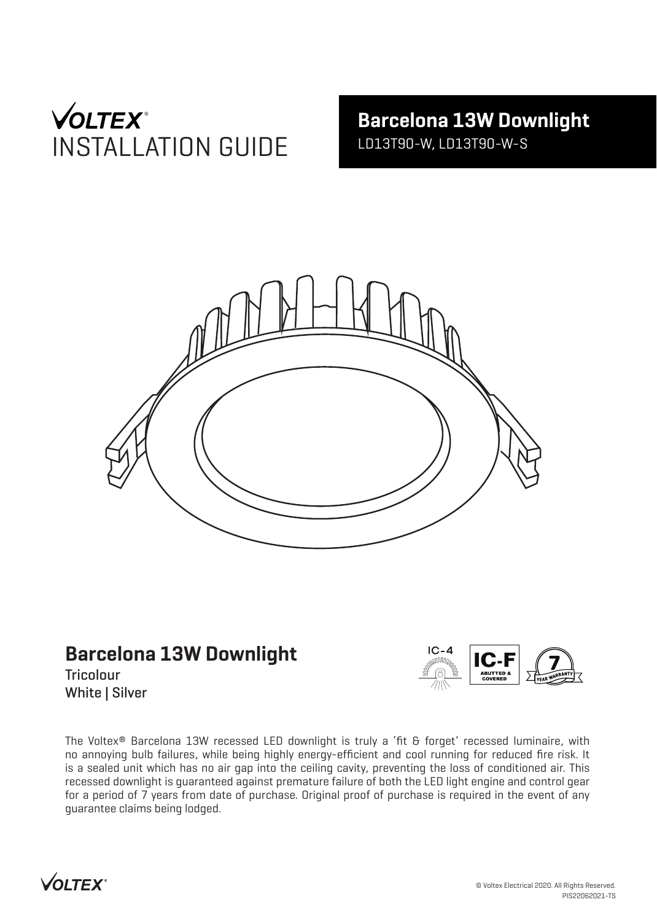# VOLTEX® INSTALLATION GUIDE

## Barcelona 13W Downlight

LD13T90-W, LD13T90-W-S

## Barcelona 13W Downlight

Tricolour
White | Silver

IC-4 | IC-F ABUTTED & COVERED | 7 YEAR WARRANTY

The Voltex® Barcelona 13W recessed LED downlight is truly a 'fit & forget' recessed luminaire, with no annoying bulb failures, while being highly energy-efficient and cool running for reduced fire risk. It is a sealed unit which has no air gap into the ceiling cavity, preventing the loss of conditioned air. This recessed downlight is guaranteed against premature failure of both the LED light engine and control gear for a period of 7 years from date of purchase. Original proof of purchase is required in the event of any guarantee claims being lodged.

© Voltex Electrical 2020. All Rights Reserved.
PIS22062021-TS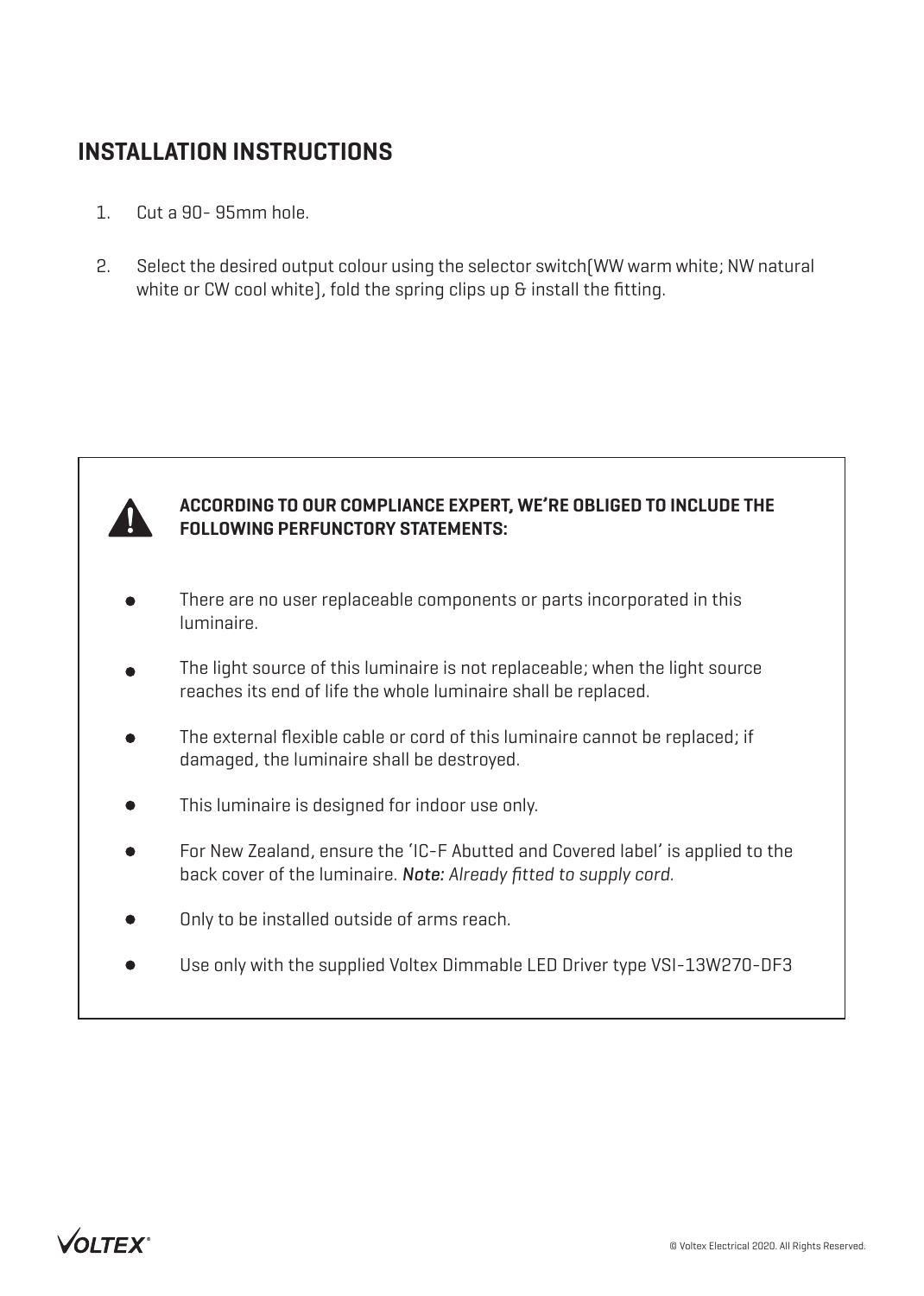## INSTALLATION INSTRUCTIONS

1. Cut a 90- 95mm hole.
2. Select the desired output colour using the selector switch(WW warm white; NW natural white or CW cool white), fold the spring clips up & install the fitting.

**ACCORDING TO OUR COMPLIANCE EXPERT, WE'RE OBLIGED TO INCLUDE THE FOLLOWING PERFUNCTORY STATEMENTS:**

- There are no user replaceable components or parts incorporated in this luminaire.
- The light source of this luminaire is not replaceable; when the light source reaches its end of life the whole luminaire shall be replaced.
- The external flexible cable or cord of this luminaire cannot be replaced; if damaged, the luminaire shall be destroyed.
- This luminaire is designed for indoor use only.
- For New Zealand, ensure the 'IC-F Abutted and Covered label' is applied to the back cover of the luminaire. ***Note:*** *Already fitted to supply cord.*
- Only to be installed outside of arms reach.
- Use only with the supplied Voltex Dimmable LED Driver type VSI-13W270-DF3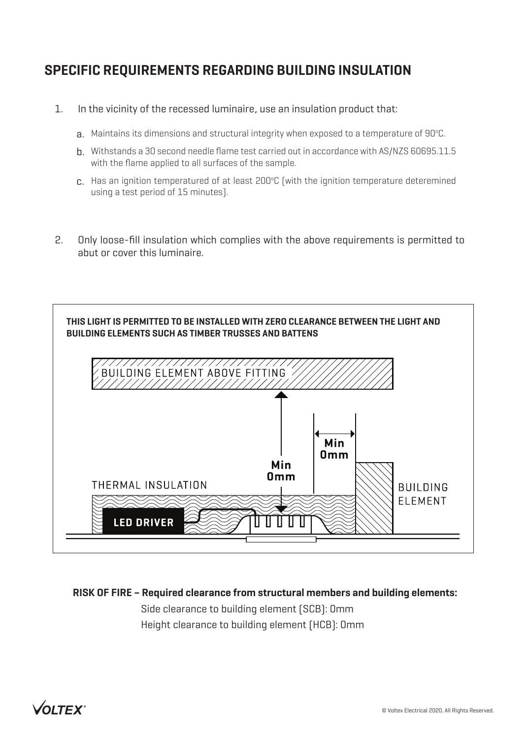## SPECIFIC REQUIREMENTS REGARDING BUILDING INSULATION

1. In the vicinity of the recessed luminaire, use an insulation product that:

   a. Maintains its dimensions and structural integrity when exposed to a temperature of 90°C.

   b. Withstands a 30 second needle flame test carried out in accordance with AS/NZS 60695.11.5 with the flame applied to all surfaces of the sample.

   c. Has an ignition temperatured of at least 200°C (with the ignition temperature deteremined using a test period of 15 minutes).

2. Only loose-fill insulation which complies with the above requirements is permitted to abut or cover this luminaire.

**THIS LIGHT IS PERMITTED TO BE INSTALLED WITH ZERO CLEARANCE BETWEEN THE LIGHT AND BUILDING ELEMENTS SUCH AS TIMBER TRUSSES AND BATTENS**

BUILDING ELEMENT ABOVE FITTING

**Min 0mm**

**Min 0mm**

THERMAL INSULATION

BUILDING ELEMENT

**LED DRIVER**

**RISK OF FIRE – Required clearance from structural members and building elements:**

Side clearance to building element (SCB): 0mm

Height clearance to building element (HCB): 0mm

© Voltex Electrical 2020. All Rights Reserved.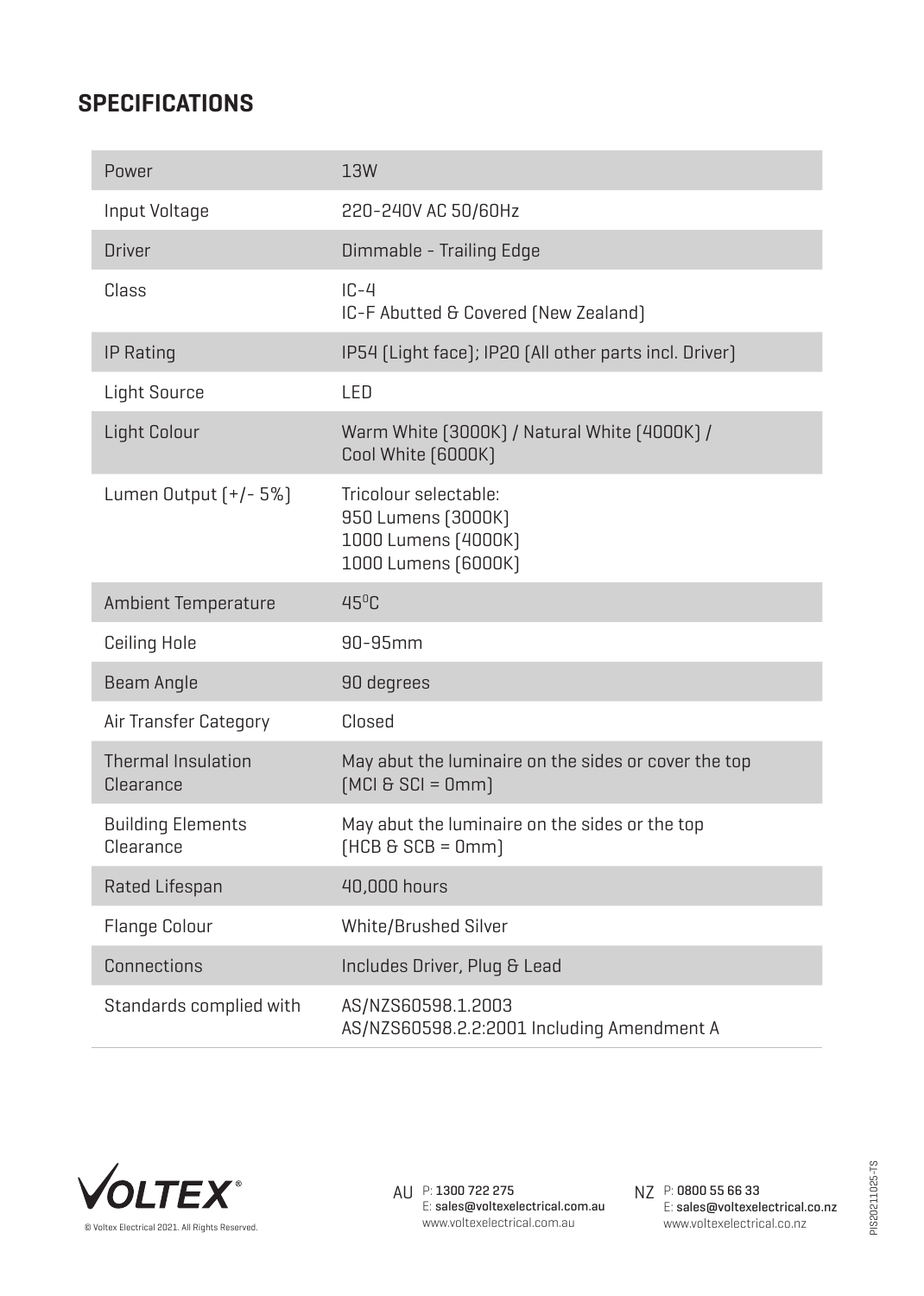## SPECIFICATIONS

| | |
|---|---|
| Power | 13W |
| Input Voltage | 220-240V AC 50/60Hz |
| Driver | Dimmable - Trailing Edge |
| Class | IC-4<br>IC-F Abutted & Covered (New Zealand) |
| IP Rating | IP54 (Light face); IP20 (All other parts incl. Driver) |
| Light Source | LED |
| Light Colour | Warm White (3000K) / Natural White (4000K) / Cool White (6000K) |
| Lumen Output (+/- 5%) | Tricolour selectable:<br>950 Lumens (3000K)<br>1000 Lumens (4000K)<br>1000 Lumens (6000K) |
| Ambient Temperature | 45$^{0}$C |
| Ceiling Hole | 90-95mm |
| Beam Angle | 90 degrees |
| Air Transfer Category | Closed |
| Thermal Insulation Clearance | May abut the luminaire on the sides or cover the top (MCI & SCI = 0mm) |
| Building Elements Clearance | May abut the luminaire on the sides or the top (HCB & SCB = 0mm) |
| Rated Lifespan | 40,000 hours |
| Flange Colour | White/Brushed Silver |
| Connections | Includes Driver, Plug & Lead |
| Standards complied with | AS/NZS60598.1.2003<br>AS/NZS60598.2.2:2001 Including Amendment A |

VOLTEX®

© Voltex Electrical 2021. All Rights Reserved.

AU P: 1300 722 275
E: sales@voltexelectrical.com.au
www.voltexelectrical.com.au

NZ P: 0800 55 66 33
E: sales@voltexelectrical.co.nz
www.voltexelectrical.co.nz

PIS20211025-TS